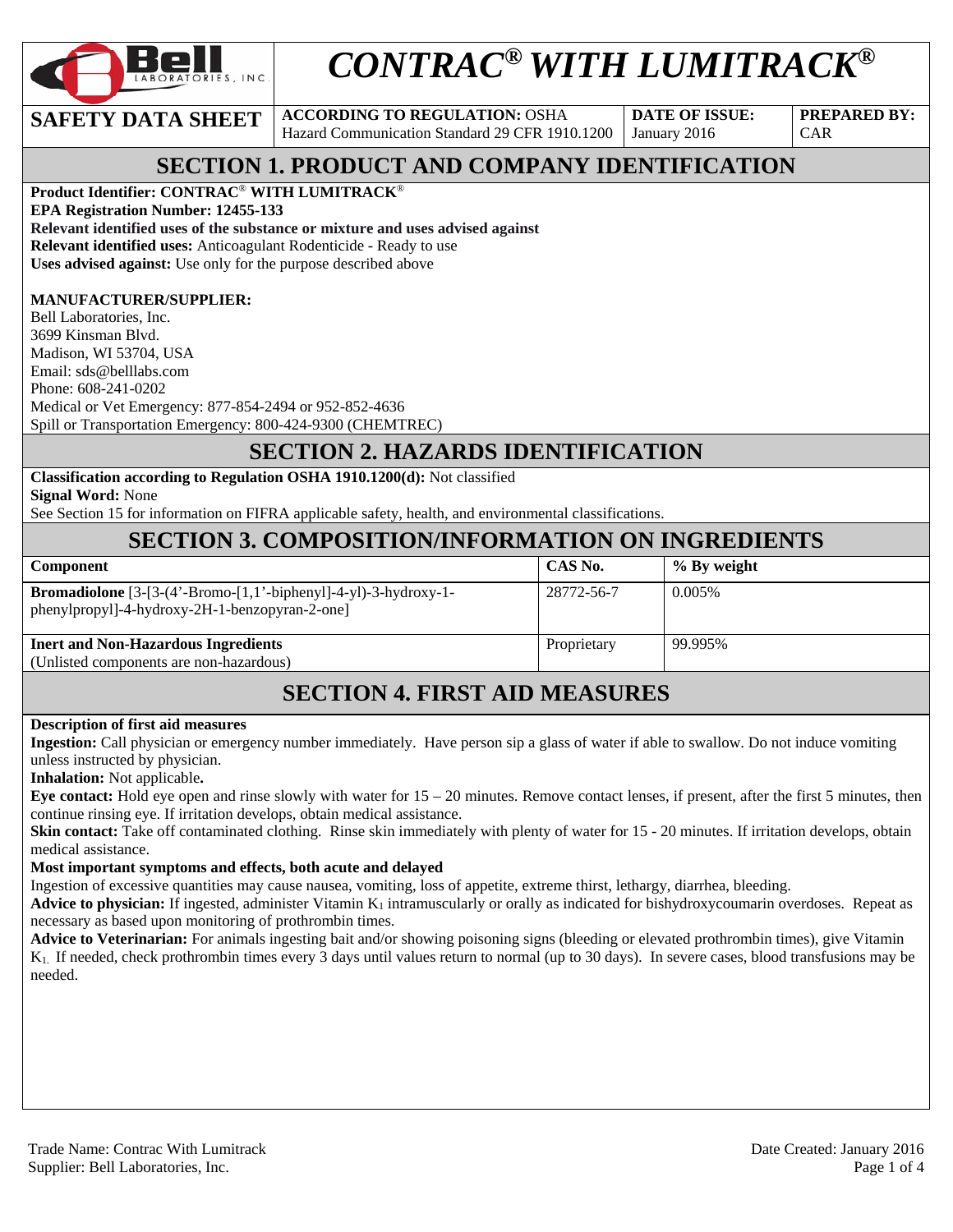# CONTRAC® WITH LUMITRACK®

| SAFETY DATA SHEET | ACCORDING TO REGULATION: OSHA Hazard Communication Standard 29 CFR 1910.1200 | DATE OF ISSUE: January 2016 | PREPARED BY: CAR |
|---|---|---|---|

## SECTION 1. PRODUCT AND COMPANY IDENTIFICATION

**Product Identifier: CONTRAC® WITH LUMITRACK®**
**EPA Registration Number: 12455-133**
**Relevant identified uses of the substance or mixture and uses advised against**
**Relevant identified uses:** Anticoagulant Rodenticide - Ready to use
**Uses advised against:** Use only for the purpose described above

**MANUFACTURER/SUPPLIER:**
Bell Laboratories, Inc.
3699 Kinsman Blvd.
Madison, WI 53704, USA
Email: sds@belllabs.com
Phone: 608-241-0202
Medical or Vet Emergency: 877-854-2494 or 952-852-4636
Spill or Transportation Emergency: 800-424-9300 (CHEMTREC)

## SECTION 2. HAZARDS IDENTIFICATION

**Classification according to Regulation OSHA 1910.1200(d):** Not classified
**Signal Word:** None
See Section 15 for information on FIFRA applicable safety, health, and environmental classifications.

## SECTION 3. COMPOSITION/INFORMATION ON INGREDIENTS

| Component | CAS No. | % By weight |
|---|---|---|
| **Bromadiolone** [3-[3-(4'-Bromo-[1,1'-biphenyl]-4-yl)-3-hydroxy-1-phenylpropyl]-4-hydroxy-2H-1-benzopyran-2-one] | 28772-56-7 | 0.005% |
| **Inert and Non-Hazardous Ingredients** (Unlisted components are non-hazardous) | Proprietary | 99.995% |

## SECTION 4. FIRST AID MEASURES

**Description of first aid measures**
**Ingestion:** Call physician or emergency number immediately. Have person sip a glass of water if able to swallow. Do not induce vomiting unless instructed by physician.
**Inhalation:** Not applicable**.**
**Eye contact:** Hold eye open and rinse slowly with water for 15 – 20 minutes. Remove contact lenses, if present, after the first 5 minutes, then continue rinsing eye. If irritation develops, obtain medical assistance.
**Skin contact:** Take off contaminated clothing. Rinse skin immediately with plenty of water for 15 - 20 minutes. If irritation develops, obtain medical assistance.
**Most important symptoms and effects, both acute and delayed**
Ingestion of excessive quantities may cause nausea, vomiting, loss of appetite, extreme thirst, lethargy, diarrhea, bleeding.
**Advice to physician:** If ingested, administer Vitamin $K_1$ intramuscularly or orally as indicated for bishydroxycoumarin overdoses. Repeat as necessary as based upon monitoring of prothrombin times.
**Advice to Veterinarian:** For animals ingesting bait and/or showing poisoning signs (bleeding or elevated prothrombin times), give Vitamin $K_1$. If needed, check prothrombin times every 3 days until values return to normal (up to 30 days). In severe cases, blood transfusions may be needed.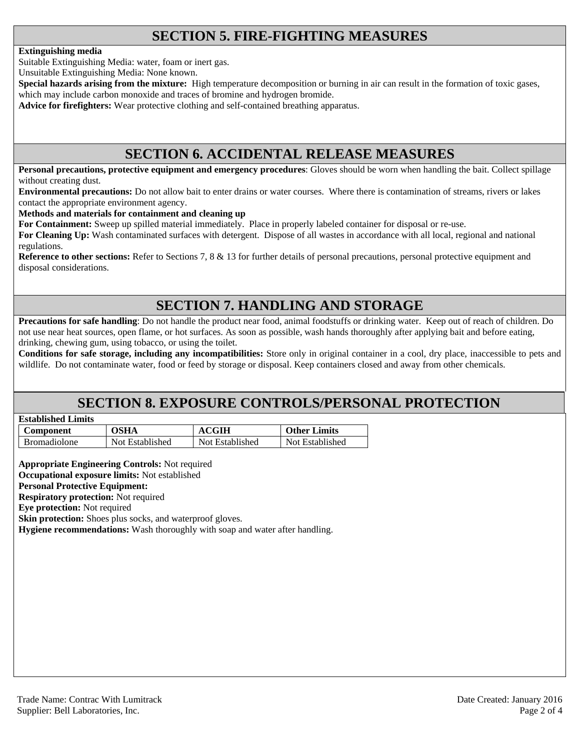## SECTION 5. FIRE-FIGHTING MEASURES

**Extinguishing media**

Suitable Extinguishing Media: water, foam or inert gas.

Unsuitable Extinguishing Media: None known.

**Special hazards arising from the mixture:** High temperature decomposition or burning in air can result in the formation of toxic gases, which may include carbon monoxide and traces of bromine and hydrogen bromide.

**Advice for firefighters:** Wear protective clothing and self-contained breathing apparatus.

## SECTION 6. ACCIDENTAL RELEASE MEASURES

**Personal precautions, protective equipment and emergency procedures**: Gloves should be worn when handling the bait. Collect spillage without creating dust.

**Environmental precautions:** Do not allow bait to enter drains or water courses. Where there is contamination of streams, rivers or lakes contact the appropriate environment agency.

**Methods and materials for containment and cleaning up**

**For Containment:** Sweep up spilled material immediately. Place in properly labeled container for disposal or re-use.

**For Cleaning Up:** Wash contaminated surfaces with detergent. Dispose of all wastes in accordance with all local, regional and national regulations.

**Reference to other sections:** Refer to Sections 7, 8 & 13 for further details of personal precautions, personal protective equipment and disposal considerations.

## SECTION 7. HANDLING AND STORAGE

**Precautions for safe handling**: Do not handle the product near food, animal foodstuffs or drinking water. Keep out of reach of children. Do not use near heat sources, open flame, or hot surfaces. As soon as possible, wash hands thoroughly after applying bait and before eating, drinking, chewing gum, using tobacco, or using the toilet.

**Conditions for safe storage, including any incompatibilities:** Store only in original container in a cool, dry place, inaccessible to pets and wildlife. Do not contaminate water, food or feed by storage or disposal. Keep containers closed and away from other chemicals.

## SECTION 8. EXPOSURE CONTROLS/PERSONAL PROTECTION

**Established Limits**

| Component | OSHA | ACGIH | Other Limits |
|---|---|---|---|
| Bromadiolone | Not Established | Not Established | Not Established |

**Appropriate Engineering Controls:** Not required

**Occupational exposure limits:** Not established

**Personal Protective Equipment:**

**Respiratory protection:** Not required

**Eye protection:** Not required

**Skin protection:** Shoes plus socks, and waterproof gloves.

**Hygiene recommendations:** Wash thoroughly with soap and water after handling.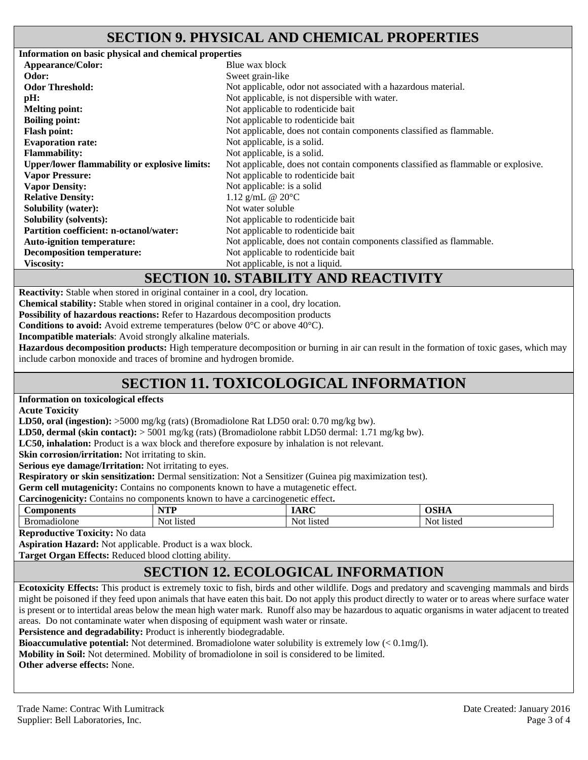## SECTION 9. PHYSICAL AND CHEMICAL PROPERTIES

**Information on basic physical and chemical properties**

| | |
|---|---|
| **Appearance/Color:** | Blue wax block |
| **Odor:** | Sweet grain-like |
| **Odor Threshold:** | Not applicable, odor not associated with a hazardous material. |
| **pH:** | Not applicable, is not dispersible with water. |
| **Melting point:** | Not applicable to rodenticide bait |
| **Boiling point:** | Not applicable to rodenticide bait |
| **Flash point:** | Not applicable, does not contain components classified as flammable. |
| **Evaporation rate:** | Not applicable, is a solid. |
| **Flammability:** | Not applicable, is a solid. |
| **Upper/lower flammability or explosive limits:** | Not applicable, does not contain components classified as flammable or explosive. |
| **Vapor Pressure:** | Not applicable to rodenticide bait |
| **Vapor Density:** | Not applicable: is a solid |
| **Relative Density:** | 1.12 g/mL @ 20°C |
| **Solubility (water):** | Not water soluble |
| **Solubility (solvents):** | Not applicable to rodenticide bait |
| **Partition coefficient: n-octanol/water:** | Not applicable to rodenticide bait |
| **Auto-ignition temperature:** | Not applicable, does not contain components classified as flammable. |
| **Decomposition temperature:** | Not applicable to rodenticide bait |
| **Viscosity:** | Not applicable, is not a liquid. |

## SECTION 10. STABILITY AND REACTIVITY

**Reactivity:** Stable when stored in original container in a cool, dry location.

**Chemical stability:** Stable when stored in original container in a cool, dry location.

**Possibility of hazardous reactions:** Refer to Hazardous decomposition products

**Conditions to avoid:** Avoid extreme temperatures (below 0°C or above 40°C).

**Incompatible materials**: Avoid strongly alkaline materials.

**Hazardous decomposition products:** High temperature decomposition or burning in air can result in the formation of toxic gases, which may include carbon monoxide and traces of bromine and hydrogen bromide.

## SECTION 11. TOXICOLOGICAL INFORMATION

**Information on toxicological effects**

**Acute Toxicity**

**LD50, oral (ingestion):** >5000 mg/kg (rats) (Bromadiolone Rat LD50 oral: 0.70 mg/kg bw).

**LD50, dermal (skin contact):** > 5001 mg/kg (rats) (Bromadiolone rabbit LD50 dermal: 1.71 mg/kg bw).

**LC50, inhalation:** Product is a wax block and therefore exposure by inhalation is not relevant.

**Skin corrosion/irritation:** Not irritating to skin.

**Serious eye damage/Irritation:** Not irritating to eyes.

**Respiratory or skin sensitization:** Dermal sensitization: Not a Sensitizer (Guinea pig maximization test).

**Germ cell mutagenicity:** Contains no components known to have a mutagenetic effect.

**Carcinogenicity:** Contains no components known to have a carcinogenetic effect**.**

| Components | NTP | IARC | OSHA |
|---|---|---|---|
| Bromadiolone | Not listed | Not listed | Not listed |

**Reproductive Toxicity:** No data

**Aspiration Hazard:** Not applicable. Product is a wax block.

**Target Organ Effects:** Reduced blood clotting ability.

## SECTION 12. ECOLOGICAL INFORMATION

**Ecotoxicity Effects:** This product is extremely toxic to fish, birds and other wildlife. Dogs and predatory and scavenging mammals and birds might be poisoned if they feed upon animals that have eaten this bait. Do not apply this product directly to water or to areas where surface water is present or to intertidal areas below the mean high water mark. Runoff also may be hazardous to aquatic organisms in water adjacent to treated areas. Do not contaminate water when disposing of equipment wash water or rinsate.

**Persistence and degradability:** Product is inherently biodegradable.

**Bioaccumulative potential:** Not determined. Bromadiolone water solubility is extremely low (< 0.1mg/l).

**Mobility in Soil:** Not determined. Mobility of bromadiolone in soil is considered to be limited.

**Other adverse effects:** None.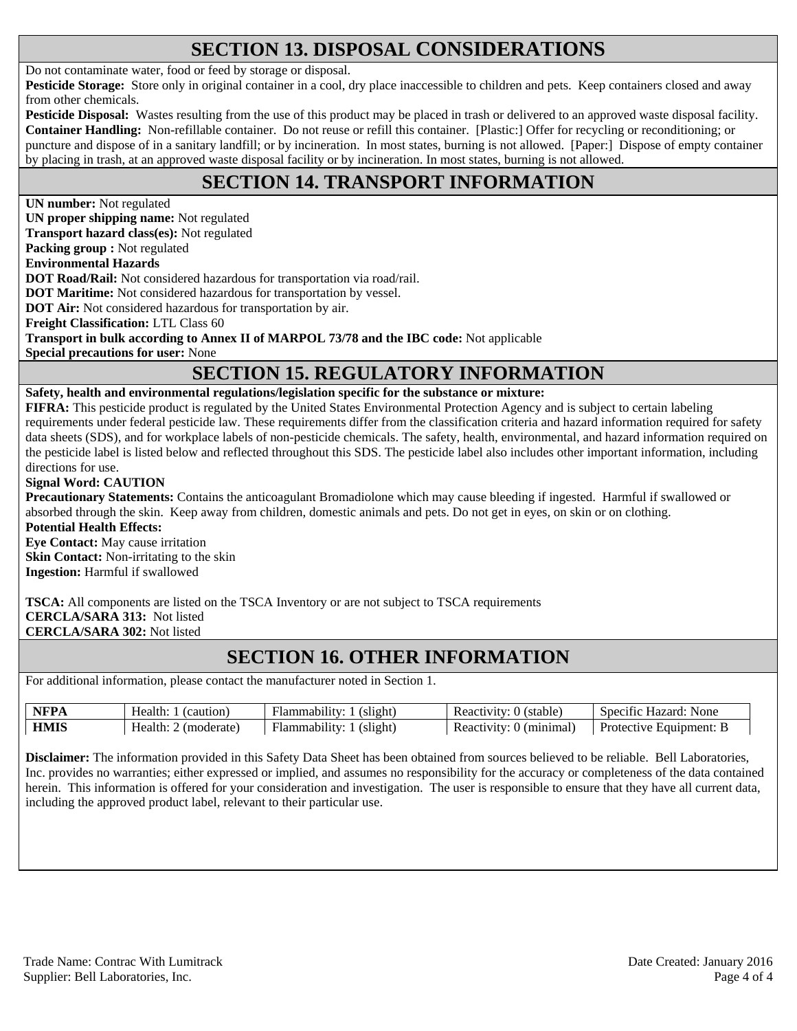## SECTION 13. DISPOSAL CONSIDERATIONS

Do not contaminate water, food or feed by storage or disposal.

**Pesticide Storage:** Store only in original container in a cool, dry place inaccessible to children and pets. Keep containers closed and away from other chemicals.

**Pesticide Disposal:** Wastes resulting from the use of this product may be placed in trash or delivered to an approved waste disposal facility.

**Container Handling:** Non-refillable container. Do not reuse or refill this container. [Plastic:] Offer for recycling or reconditioning; or puncture and dispose of in a sanitary landfill; or by incineration. In most states, burning is not allowed. [Paper:] Dispose of empty container by placing in trash, at an approved waste disposal facility or by incineration. In most states, burning is not allowed.

## SECTION 14. TRANSPORT INFORMATION

**UN number:** Not regulated
**UN proper shipping name:** Not regulated
**Transport hazard class(es):** Not regulated
**Packing group :** Not regulated
**Environmental Hazards**
**DOT Road/Rail:** Not considered hazardous for transportation via road/rail.
**DOT Maritime:** Not considered hazardous for transportation by vessel.
**DOT Air:** Not considered hazardous for transportation by air.
**Freight Classification:** LTL Class 60
**Transport in bulk according to Annex II of MARPOL 73/78 and the IBC code:** Not applicable
**Special precautions for user:** None

## SECTION 15. REGULATORY INFORMATION

**Safety, health and environmental regulations/legislation specific for the substance or mixture:**

**FIFRA:** This pesticide product is regulated by the United States Environmental Protection Agency and is subject to certain labeling requirements under federal pesticide law. These requirements differ from the classification criteria and hazard information required for safety data sheets (SDS), and for workplace labels of non-pesticide chemicals. The safety, health, environmental, and hazard information required on the pesticide label is listed below and reflected throughout this SDS. The pesticide label also includes other important information, including directions for use.

**Signal Word: CAUTION**

**Precautionary Statements:** Contains the anticoagulant Bromadiolone which may cause bleeding if ingested. Harmful if swallowed or absorbed through the skin. Keep away from children, domestic animals and pets. Do not get in eyes, on skin or on clothing.

**Potential Health Effects:**
**Eye Contact:** May cause irritation
**Skin Contact:** Non-irritating to the skin
**Ingestion:** Harmful if swallowed

**TSCA:** All components are listed on the TSCA Inventory or are not subject to TSCA requirements
**CERCLA/SARA 313:** Not listed
**CERCLA/SARA 302:** Not listed

## SECTION 16. OTHER INFORMATION

For additional information, please contact the manufacturer noted in Section 1.

| | | | | |
|---|---|---|---|---|
| **NFPA** | Health: 1 (caution) | Flammability: 1 (slight) | Reactivity: 0 (stable) | Specific Hazard: None |
| **HMIS** | Health: 2 (moderate) | Flammability: 1 (slight) | Reactivity: 0 (minimal) | Protective Equipment: B |

**Disclaimer:** The information provided in this Safety Data Sheet has been obtained from sources believed to be reliable. Bell Laboratories, Inc. provides no warranties; either expressed or implied, and assumes no responsibility for the accuracy or completeness of the data contained herein. This information is offered for your consideration and investigation. The user is responsible to ensure that they have all current data, including the approved product label, relevant to their particular use.